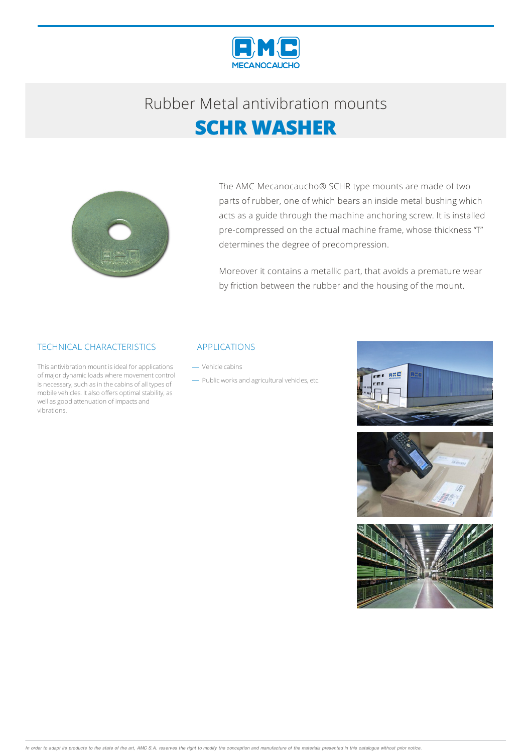# Rubber Metal antivibration mounts

## SCHR WASHER

The AMC-Mecanocaucho® SCHR type mounts are made of two parts of rubber, one of which bears an inside metal bushing which acts as a guide through the machine anchoring screw. It is installed pre-compressed on the actual machine frame, whose thickness "T" determines the degree of precompression.

Moreover it contains a metallic part, that avoids a premature wear by friction between the rubber and the housing of the mount.

### TECHNICAL CHARACTERISTICS

This antivibration mount is ideal for applications of major dynamic loads where movement control is necessary, such as in the cabins of all types of mobile vehicles. It also offers optimal stability, as well as good attenuation of impacts and vibrations.

### APPLICATIONS

- Vehicle cabins
- Public works and agricultural vehicles, etc.

*In order to adapt its products to the state of the art, AMC S.A. reserves the right to modify the conception and manufacture of the materials presented in this catalogue without prior notice.*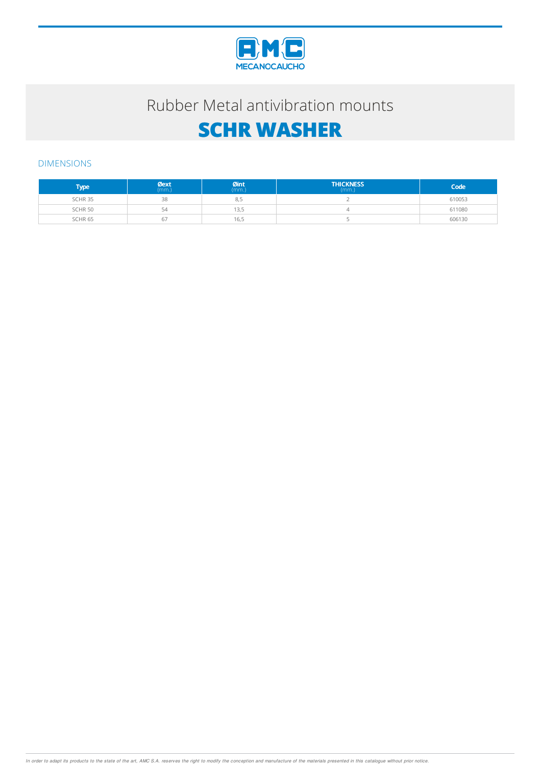# Rubber Metal antivibration mounts

## SCHR WASHER

### DIMENSIONS

| Type | Øext (mm.) | Øint (mm.) | THICKNESS (mm.) | Code |
|---|---|---|---|---|
| SCHR 35 | 38 | 8,5 | 2 | 610053 |
| SCHR 50 | 54 | 13,5 | 4 | 611080 |
| SCHR 65 | 67 | 16,5 | 5 | 606130 |

*In order to adapt its products to the state of the art, AMC S.A. reserves the right to modify the conception and manufacture of the materials presented in this catalogue without prior notice.*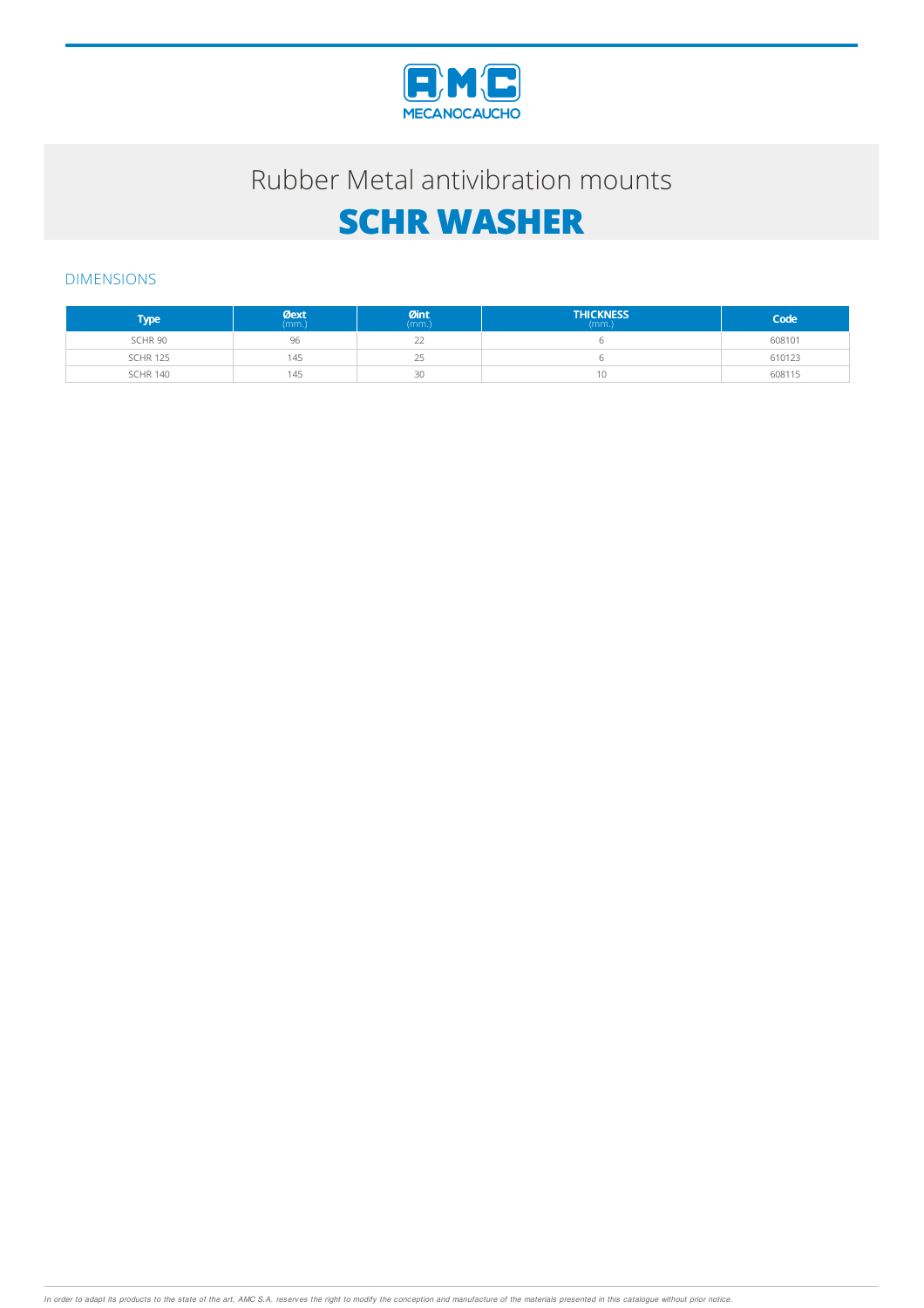AMC MECANOCAUCHO

# Rubber Metal antivibration mounts

# SCHR WASHER

## DIMENSIONS

| Type | Øext (mm.) | Øint (mm.) | THICKNESS (mm.) | Code |
|---|---|---|---|---|
| SCHR 90 | 96 | 22 | 6 | 608101 |
| SCHR 125 | 145 | 25 | 6 | 610123 |
| SCHR 140 | 145 | 30 | 10 | 608115 |

*In order to adapt its products to the state of the art, AMC S.A. reserves the right to modify the conception and manufacture of the materials presented in this catalogue without prior notice.*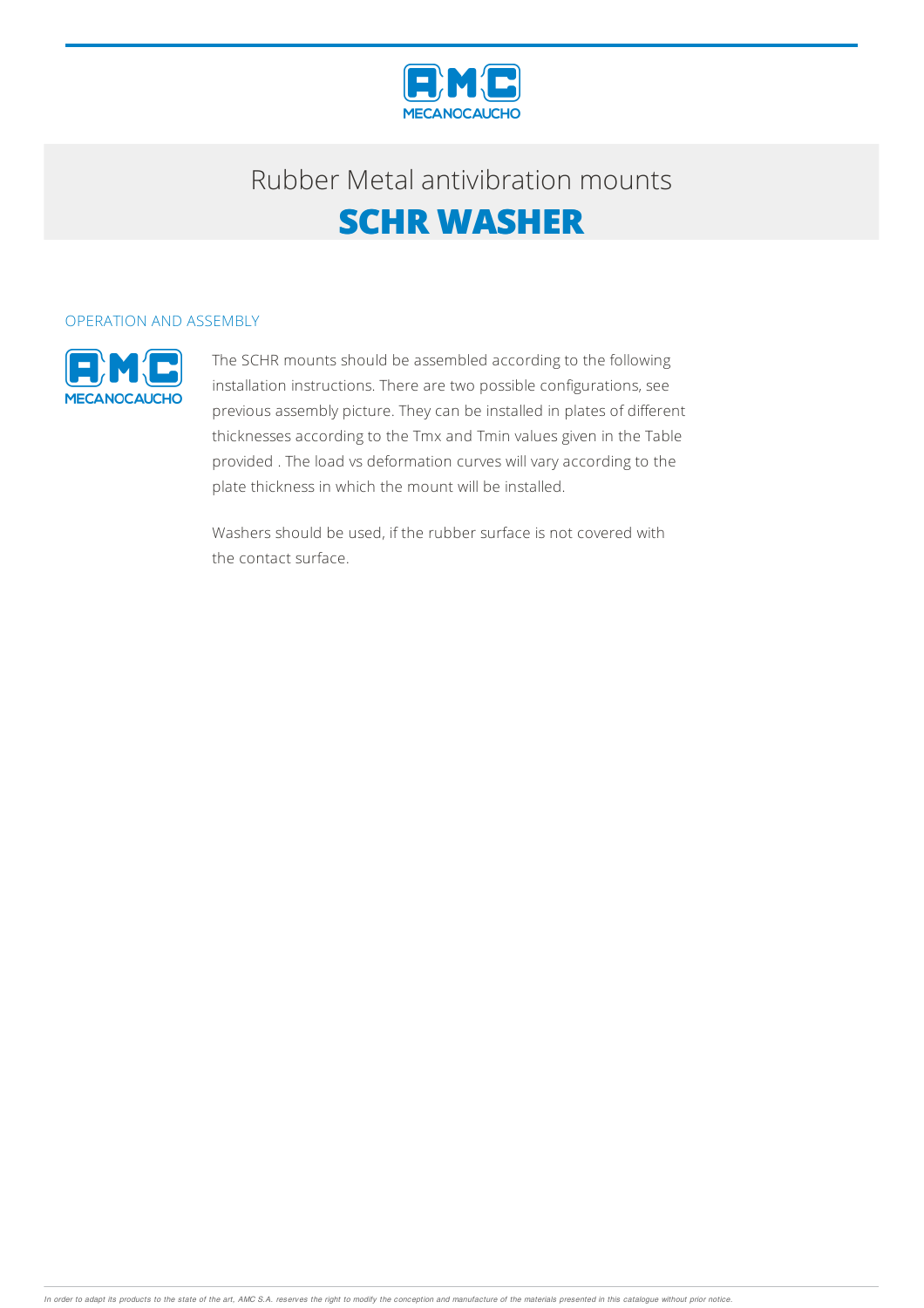Rubber Metal antivibration mounts

# SCHR WASHER

## OPERATION AND ASSEMBLY

The SCHR mounts should be assembled according to the following installation instructions. There are two possible configurations, see previous assembly picture. They can be installed in plates of different thicknesses according to the Tmx and Tmin values given in the Table provided . The load vs deformation curves will vary according to the plate thickness in which the mount will be installed.

Washers should be used, if the rubber surface is not covered with the contact surface.

*In order to adapt its products to the state of the art, AMC S.A. reserves the right to modify the conception and manufacture of the materials presented in this catalogue without prior notice.*